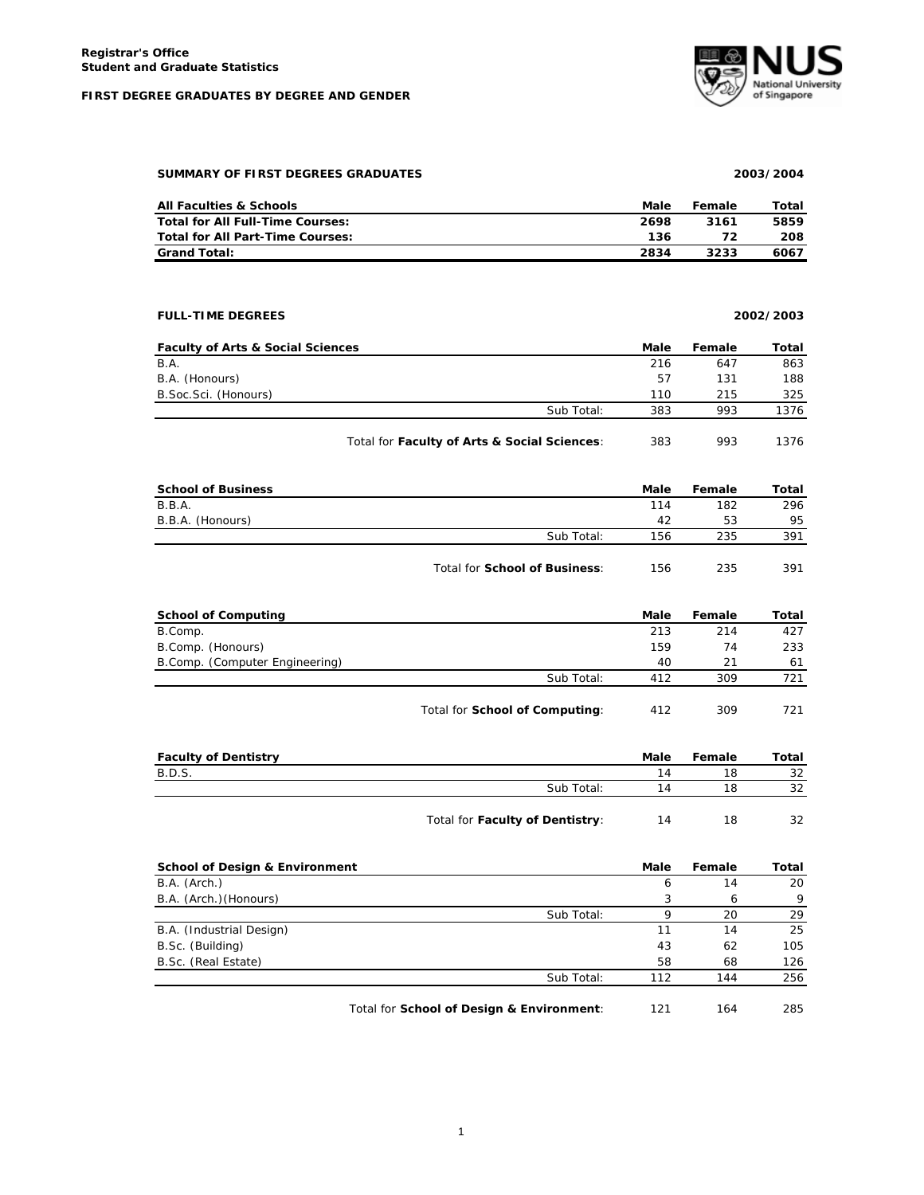**Registrar's Office**
**Student and Graduate Statistics**

**FIRST DEGREE GRADUATES BY DEGREE AND GENDER**

## SUMMARY OF FIRST DEGREES GRADUATES — 2003/2004

| All Faculties & Schools | Male | Female | Total |
|---|---|---|---|
| **Total for All Full-Time Courses:** | **2698** | **3161** | **5859** |
| **Total for All Part-Time Courses:** | **136** | **72** | **208** |
| **Grand Total:** | **2834** | **3233** | **6067** |

## FULL-TIME DEGREES — 2002/2003

| Faculty of Arts & Social Sciences | Male | Female | Total |
|---|---|---|---|
| B.A. | 216 | 647 | 863 |
| B.A. (Honours) | 57 | 131 | 188 |
| B.Soc.Sci. (Honours) | 110 | 215 | 325 |
| Sub Total: | 383 | 993 | 1376 |
| Total for **Faculty of Arts & Social Sciences**: | 383 | 993 | 1376 |

| School of Business | Male | Female | Total |
|---|---|---|---|
| B.B.A. | 114 | 182 | 296 |
| B.B.A. (Honours) | 42 | 53 | 95 |
| Sub Total: | 156 | 235 | 391 |
| Total for **School of Business**: | 156 | 235 | 391 |

| School of Computing | Male | Female | Total |
|---|---|---|---|
| B.Comp. | 213 | 214 | 427 |
| B.Comp. (Honours) | 159 | 74 | 233 |
| B.Comp. (Computer Engineering) | 40 | 21 | 61 |
| Sub Total: | 412 | 309 | 721 |
| Total for **School of Computing**: | 412 | 309 | 721 |

| Faculty of Dentistry | Male | Female | Total |
|---|---|---|---|
| B.D.S. | 14 | 18 | 32 |
| Sub Total: | 14 | 18 | 32 |
| Total for **Faculty of Dentistry**: | 14 | 18 | 32 |

| School of Design & Environment | Male | Female | Total |
|---|---|---|---|
| B.A. (Arch.) | 6 | 14 | 20 |
| B.A. (Arch.)(Honours) | 3 | 6 | 9 |
| Sub Total: | 9 | 20 | 29 |
| B.A. (Industrial Design) | 11 | 14 | 25 |
| B.Sc. (Building) | 43 | 62 | 105 |
| B.Sc. (Real Estate) | 58 | 68 | 126 |
| Sub Total: | 112 | 144 | 256 |
| Total for **School of Design & Environment**: | 121 | 164 | 285 |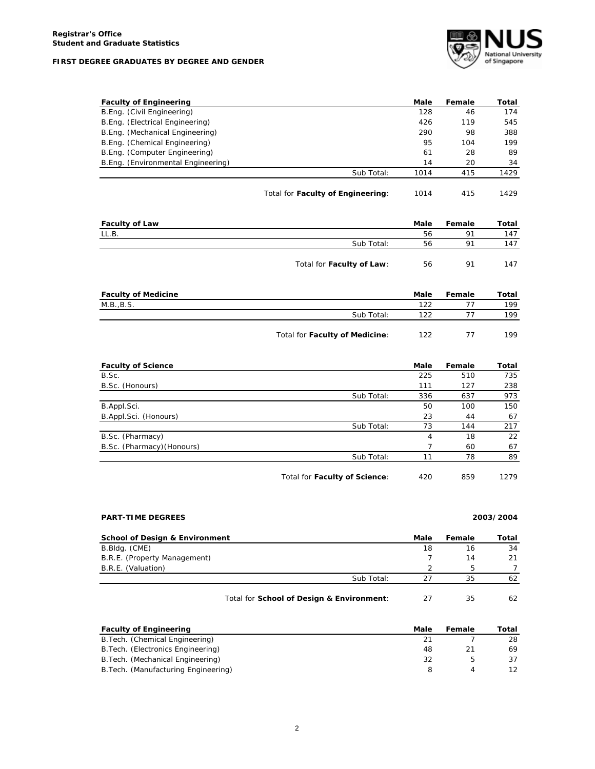**Registrar's Office**
**Student and Graduate Statistics**

**FIRST DEGREE GRADUATES BY DEGREE AND GENDER**

| **Faculty of Engineering** | **Male** | **Female** | **Total** |
|---|---|---|---|
| B.Eng. (Civil Engineering) | 128 | 46 | 174 |
| B.Eng. (Electrical Engineering) | 426 | 119 | 545 |
| B.Eng. (Mechanical Engineering) | 290 | 98 | 388 |
| B.Eng. (Chemical Engineering) | 95 | 104 | 199 |
| B.Eng. (Computer Engineering) | 61 | 28 | 89 |
| B.Eng. (Environmental Engineering) | 14 | 20 | 34 |
| Sub Total: | 1014 | 415 | 1429 |
| Total for **Faculty of Engineering**: | 1014 | 415 | 1429 |

| **Faculty of Law** | **Male** | **Female** | **Total** |
|---|---|---|---|
| LL.B. | 56 | 91 | 147 |
| Sub Total: | 56 | 91 | 147 |
| Total for **Faculty of Law**: | 56 | 91 | 147 |

| **Faculty of Medicine** | **Male** | **Female** | **Total** |
|---|---|---|---|
| M.B.,B.S. | 122 | 77 | 199 |
| Sub Total: | 122 | 77 | 199 |
| Total for **Faculty of Medicine**: | 122 | 77 | 199 |

| **Faculty of Science** | **Male** | **Female** | **Total** |
|---|---|---|---|
| B.Sc. | 225 | 510 | 735 |
| B.Sc. (Honours) | 111 | 127 | 238 |
| Sub Total: | 336 | 637 | 973 |
| B.Appl.Sci. | 50 | 100 | 150 |
| B.Appl.Sci. (Honours) | 23 | 44 | 67 |
| Sub Total: | 73 | 144 | 217 |
| B.Sc. (Pharmacy) | 4 | 18 | 22 |
| B.Sc. (Pharmacy)(Honours) | 7 | 60 | 67 |
| Sub Total: | 11 | 78 | 89 |
| Total for **Faculty of Science**: | 420 | 859 | 1279 |

**PART-TIME DEGREES** **2003/2004**

| **School of Design & Environment** | **Male** | **Female** | **Total** |
|---|---|---|---|
| B.Bldg. (CME) | 18 | 16 | 34 |
| B.R.E. (Property Management) | 7 | 14 | 21 |
| B.R.E. (Valuation) | 2 | 5 | 7 |
| Sub Total: | 27 | 35 | 62 |
| Total for **School of Design & Environment**: | 27 | 35 | 62 |

| **Faculty of Engineering** | **Male** | **Female** | **Total** |
|---|---|---|---|
| B.Tech. (Chemical Engineering) | 21 | 7 | 28 |
| B.Tech. (Electronics Engineering) | 48 | 21 | 69 |
| B.Tech. (Mechanical Engineering) | 32 | 5 | 37 |
| B.Tech. (Manufacturing Engineering) | 8 | 4 | 12 |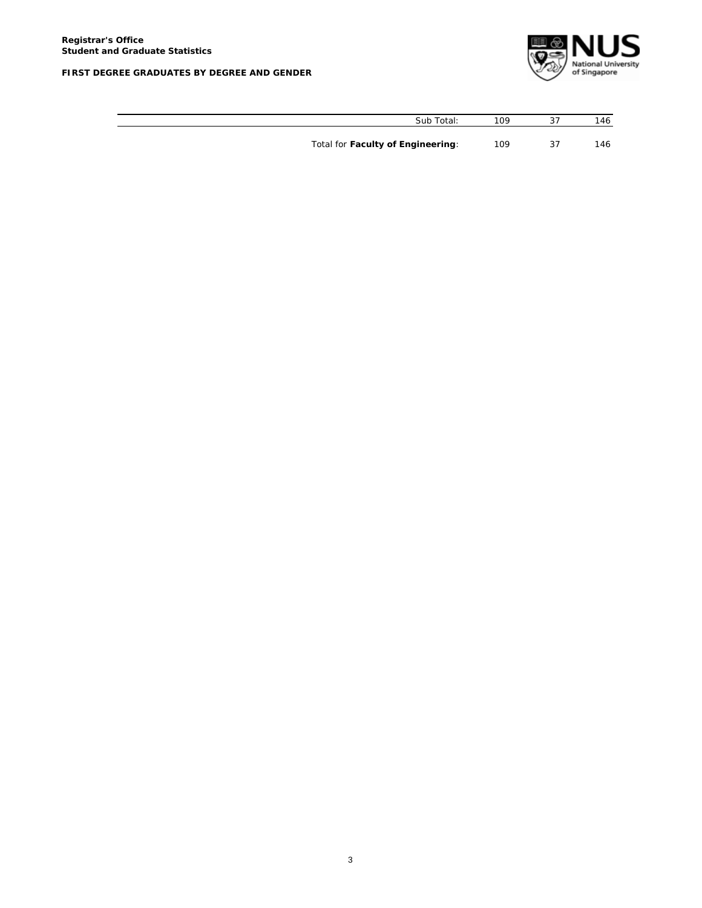| | | | |
|---|---|---|---|
| Sub Total: | 109 | 37 | 146 |
| Total for **Faculty of Engineering**: | 109 | 37 | 146 |